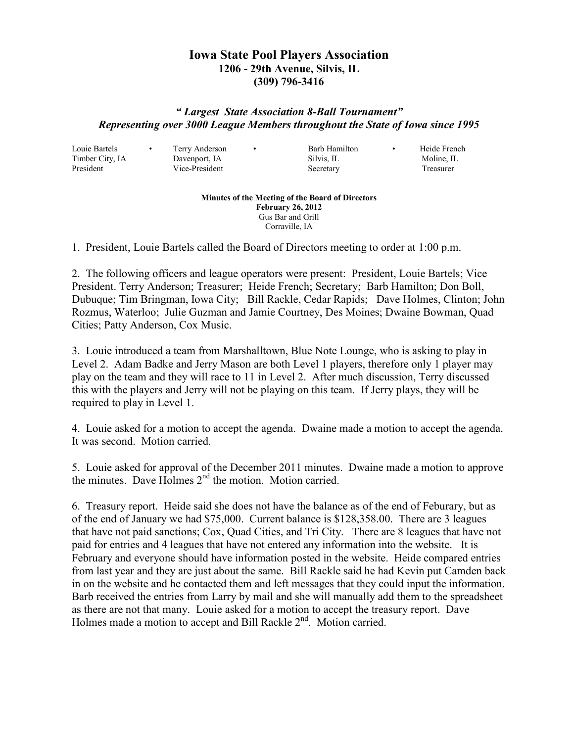# Iowa State Pool Players Association

**1206 - 29th Avenue, Silvis, IL**
**(309) 796-3416**

***" Largest State Association 8-Ball Tournament"***
***Representing over 3000 League Members throughout the State of Iowa since 1995***

| Louie Bartels | • | Terry Anderson | • | Barb Hamilton | • | Heide French |
|---|---|---|---|---|---|---|
| Timber City, IA | | Davenport, IA | | Silvis, IL | | Moline, IL |
| President | | Vice-President | | Secretary | | Treasurer |

**Minutes of the Meeting of the Board of Directors**
**February 26, 2012**
Gus Bar and Grill
Corraville, IA

1. President, Louie Bartels called the Board of Directors meeting to order at 1:00 p.m.

2. The following officers and league operators were present: President, Louie Bartels; Vice President. Terry Anderson; Treasurer; Heide French; Secretary; Barb Hamilton; Don Boll, Dubuque; Tim Bringman, Iowa City; Bill Rackle, Cedar Rapids; Dave Holmes, Clinton; John Rozmus, Waterloo; Julie Guzman and Jamie Courtney, Des Moines; Dwaine Bowman, Quad Cities; Patty Anderson, Cox Music.

3. Louie introduced a team from Marshalltown, Blue Note Lounge, who is asking to play in Level 2. Adam Badke and Jerry Mason are both Level 1 players, therefore only 1 player may play on the team and they will race to 11 in Level 2. After much discussion, Terry discussed this with the players and Jerry will not be playing on this team. If Jerry plays, they will be required to play in Level 1.

4. Louie asked for a motion to accept the agenda. Dwaine made a motion to accept the agenda. It was second. Motion carried.

5. Louie asked for approval of the December 2011 minutes. Dwaine made a motion to approve the minutes. Dave Holmes 2nd the motion. Motion carried.

6. Treasury report. Heide said she does not have the balance as of the end of Feburary, but as of the end of January we had $75,000. Current balance is $128,358.00. There are 3 leagues that have not paid sanctions; Cox, Quad Cities, and Tri City. There are 8 leagues that have not paid for entries and 4 leagues that have not entered any information into the website. It is February and everyone should have information posted in the website. Heide compared entries from last year and they are just about the same. Bill Rackle said he had Kevin put Camden back in on the website and he contacted them and left messages that they could input the information. Barb received the entries from Larry by mail and she will manually add them to the spreadsheet as there are not that many. Louie asked for a motion to accept the treasury report. Dave Holmes made a motion to accept and Bill Rackle 2nd. Motion carried.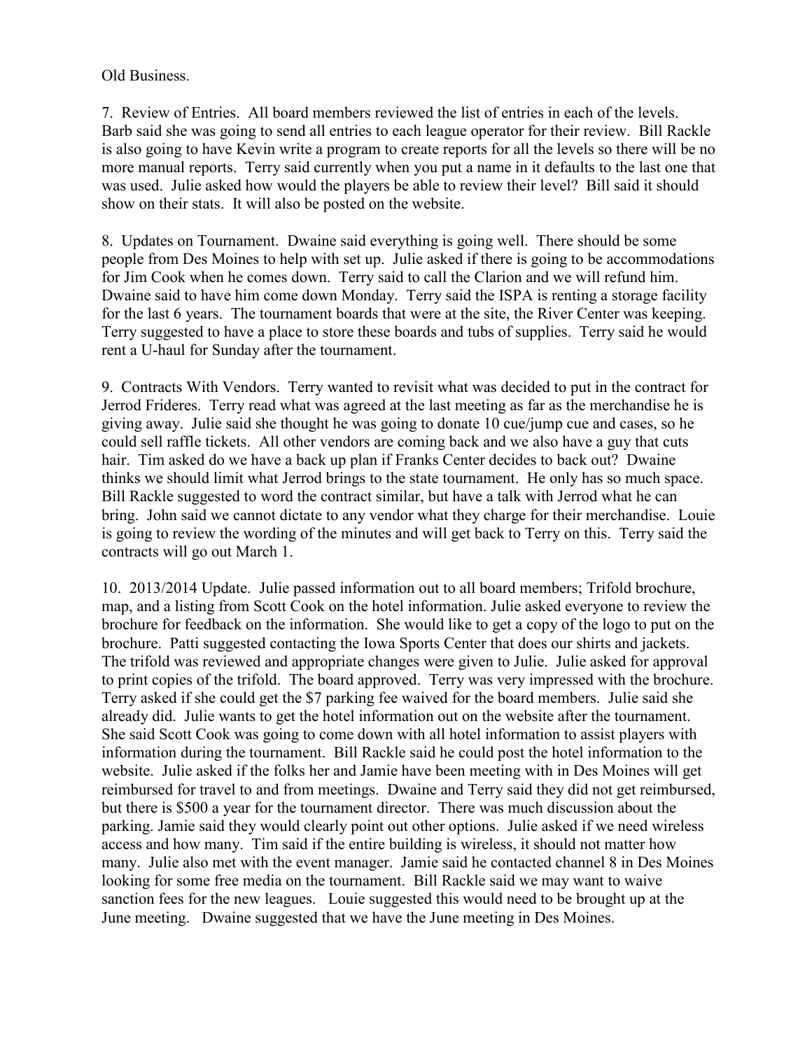Old Business.

7. Review of Entries. All board members reviewed the list of entries in each of the levels. Barb said she was going to send all entries to each league operator for their review. Bill Rackle is also going to have Kevin write a program to create reports for all the levels so there will be no more manual reports. Terry said currently when you put a name in it defaults to the last one that was used. Julie asked how would the players be able to review their level? Bill said it should show on their stats. It will also be posted on the website.

8. Updates on Tournament. Dwaine said everything is going well. There should be some people from Des Moines to help with set up. Julie asked if there is going to be accommodations for Jim Cook when he comes down. Terry said to call the Clarion and we will refund him. Dwaine said to have him come down Monday. Terry said the ISPA is renting a storage facility for the last 6 years. The tournament boards that were at the site, the River Center was keeping. Terry suggested to have a place to store these boards and tubs of supplies. Terry said he would rent a U-haul for Sunday after the tournament.

9. Contracts With Vendors. Terry wanted to revisit what was decided to put in the contract for Jerrod Frideres. Terry read what was agreed at the last meeting as far as the merchandise he is giving away. Julie said she thought he was going to donate 10 cue/jump cue and cases, so he could sell raffle tickets. All other vendors are coming back and we also have a guy that cuts hair. Tim asked do we have a back up plan if Franks Center decides to back out? Dwaine thinks we should limit what Jerrod brings to the state tournament. He only has so much space. Bill Rackle suggested to word the contract similar, but have a talk with Jerrod what he can bring. John said we cannot dictate to any vendor what they charge for their merchandise. Louie is going to review the wording of the minutes and will get back to Terry on this. Terry said the contracts will go out March 1.

10. 2013/2014 Update. Julie passed information out to all board members; Trifold brochure, map, and a listing from Scott Cook on the hotel information. Julie asked everyone to review the brochure for feedback on the information. She would like to get a copy of the logo to put on the brochure. Patti suggested contacting the Iowa Sports Center that does our shirts and jackets. The trifold was reviewed and appropriate changes were given to Julie. Julie asked for approval to print copies of the trifold. The board approved. Terry was very impressed with the brochure. Terry asked if she could get the $7 parking fee waived for the board members. Julie said she already did. Julie wants to get the hotel information out on the website after the tournament. She said Scott Cook was going to come down with all hotel information to assist players with information during the tournament. Bill Rackle said he could post the hotel information to the website. Julie asked if the folks her and Jamie have been meeting with in Des Moines will get reimbursed for travel to and from meetings. Dwaine and Terry said they did not get reimbursed, but there is $500 a year for the tournament director. There was much discussion about the parking. Jamie said they would clearly point out other options. Julie asked if we need wireless access and how many. Tim said if the entire building is wireless, it should not matter how many. Julie also met with the event manager. Jamie said he contacted channel 8 in Des Moines looking for some free media on the tournament. Bill Rackle said we may want to waive sanction fees for the new leagues. Louie suggested this would need to be brought up at the June meeting. Dwaine suggested that we have the June meeting in Des Moines.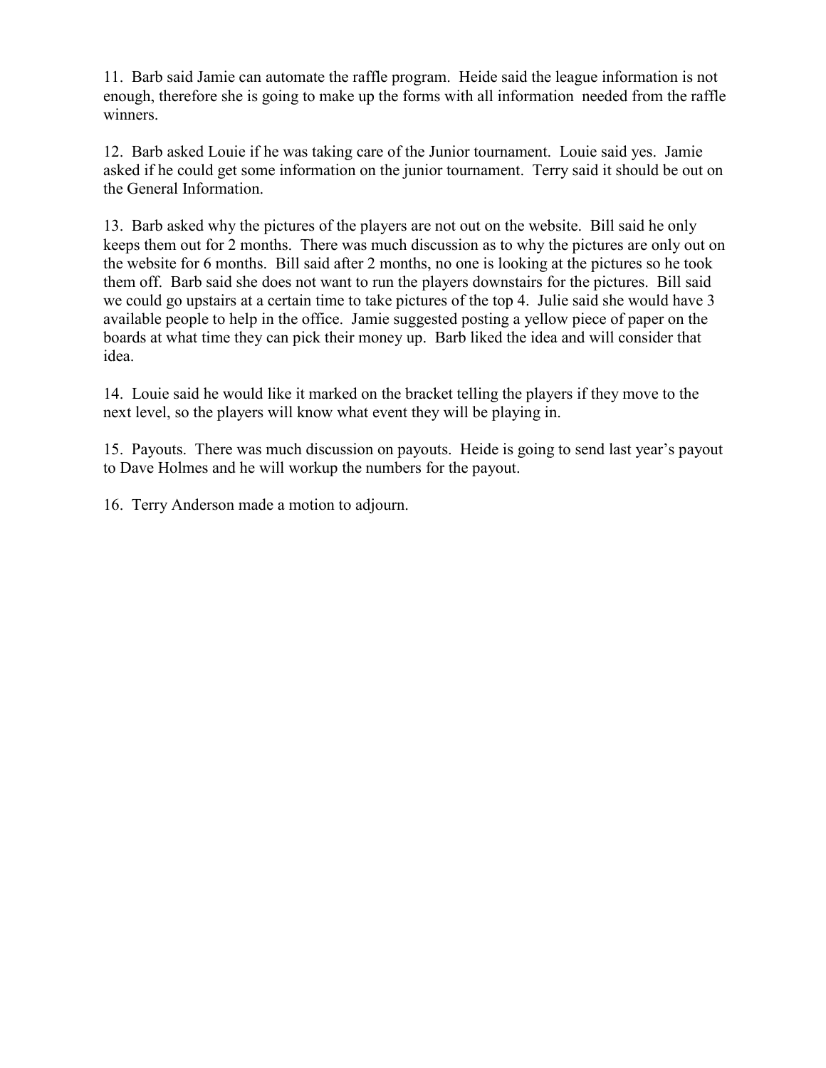11. Barb said Jamie can automate the raffle program. Heide said the league information is not enough, therefore she is going to make up the forms with all information needed from the raffle winners.

12. Barb asked Louie if he was taking care of the Junior tournament. Louie said yes. Jamie asked if he could get some information on the junior tournament. Terry said it should be out on the General Information.

13. Barb asked why the pictures of the players are not out on the website. Bill said he only keeps them out for 2 months. There was much discussion as to why the pictures are only out on the website for 6 months. Bill said after 2 months, no one is looking at the pictures so he took them off. Barb said she does not want to run the players downstairs for the pictures. Bill said we could go upstairs at a certain time to take pictures of the top 4. Julie said she would have 3 available people to help in the office. Jamie suggested posting a yellow piece of paper on the boards at what time they can pick their money up. Barb liked the idea and will consider that idea.

14. Louie said he would like it marked on the bracket telling the players if they move to the next level, so the players will know what event they will be playing in.

15. Payouts. There was much discussion on payouts. Heide is going to send last year's payout to Dave Holmes and he will workup the numbers for the payout.

16. Terry Anderson made a motion to adjourn.